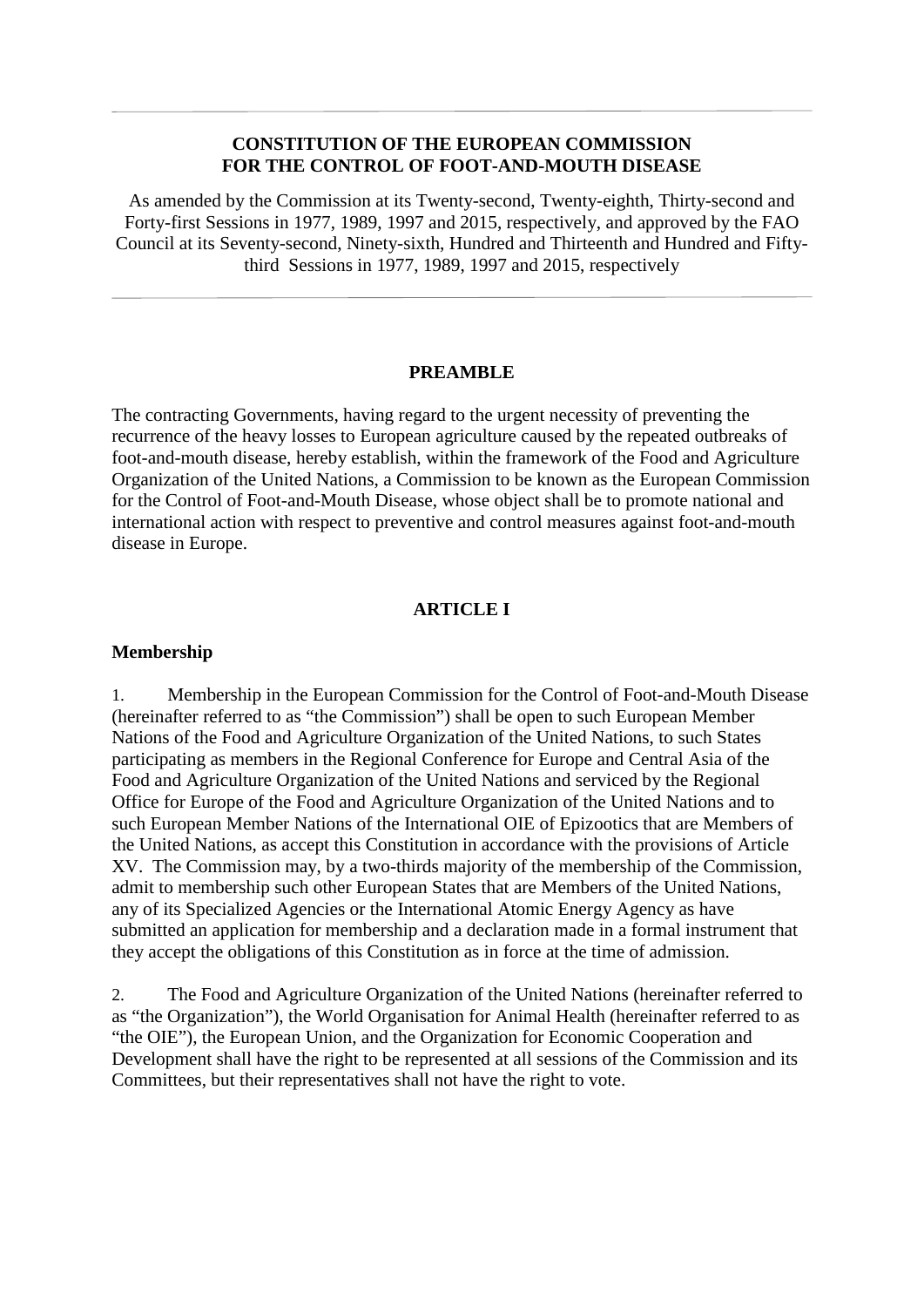---

# CONSTITUTION OF THE EUROPEAN COMMISSION FOR THE CONTROL OF FOOT-AND-MOUTH DISEASE

As amended by the Commission at its Twenty-second, Twenty-eighth, Thirty-second and Forty-first Sessions in 1977, 1989, 1997 and 2015, respectively, and approved by the FAO Council at its Seventy-second, Ninety-sixth, Hundred and Thirteenth and Hundred and Fifty-third Sessions in 1977, 1989, 1997 and 2015, respectively

---

## PREAMBLE

The contracting Governments, having regard to the urgent necessity of preventing the recurrence of the heavy losses to European agriculture caused by the repeated outbreaks of foot-and-mouth disease, hereby establish, within the framework of the Food and Agriculture Organization of the United Nations, a Commission to be known as the European Commission for the Control of Foot-and-Mouth Disease, whose object shall be to promote national and international action with respect to preventive and control measures against foot-and-mouth disease in Europe.

## ARTICLE I

### Membership

1. Membership in the European Commission for the Control of Foot-and-Mouth Disease (hereinafter referred to as "the Commission") shall be open to such European Member Nations of the Food and Agriculture Organization of the United Nations, to such States participating as members in the Regional Conference for Europe and Central Asia of the Food and Agriculture Organization of the United Nations and serviced by the Regional Office for Europe of the Food and Agriculture Organization of the United Nations and to such European Member Nations of the International OIE of Epizootics that are Members of the United Nations, as accept this Constitution in accordance with the provisions of Article XV. The Commission may, by a two-thirds majority of the membership of the Commission, admit to membership such other European States that are Members of the United Nations, any of its Specialized Agencies or the International Atomic Energy Agency as have submitted an application for membership and a declaration made in a formal instrument that they accept the obligations of this Constitution as in force at the time of admission.

2. The Food and Agriculture Organization of the United Nations (hereinafter referred to as "the Organization"), the World Organisation for Animal Health (hereinafter referred to as "the OIE"), the European Union, and the Organization for Economic Cooperation and Development shall have the right to be represented at all sessions of the Commission and its Committees, but their representatives shall not have the right to vote.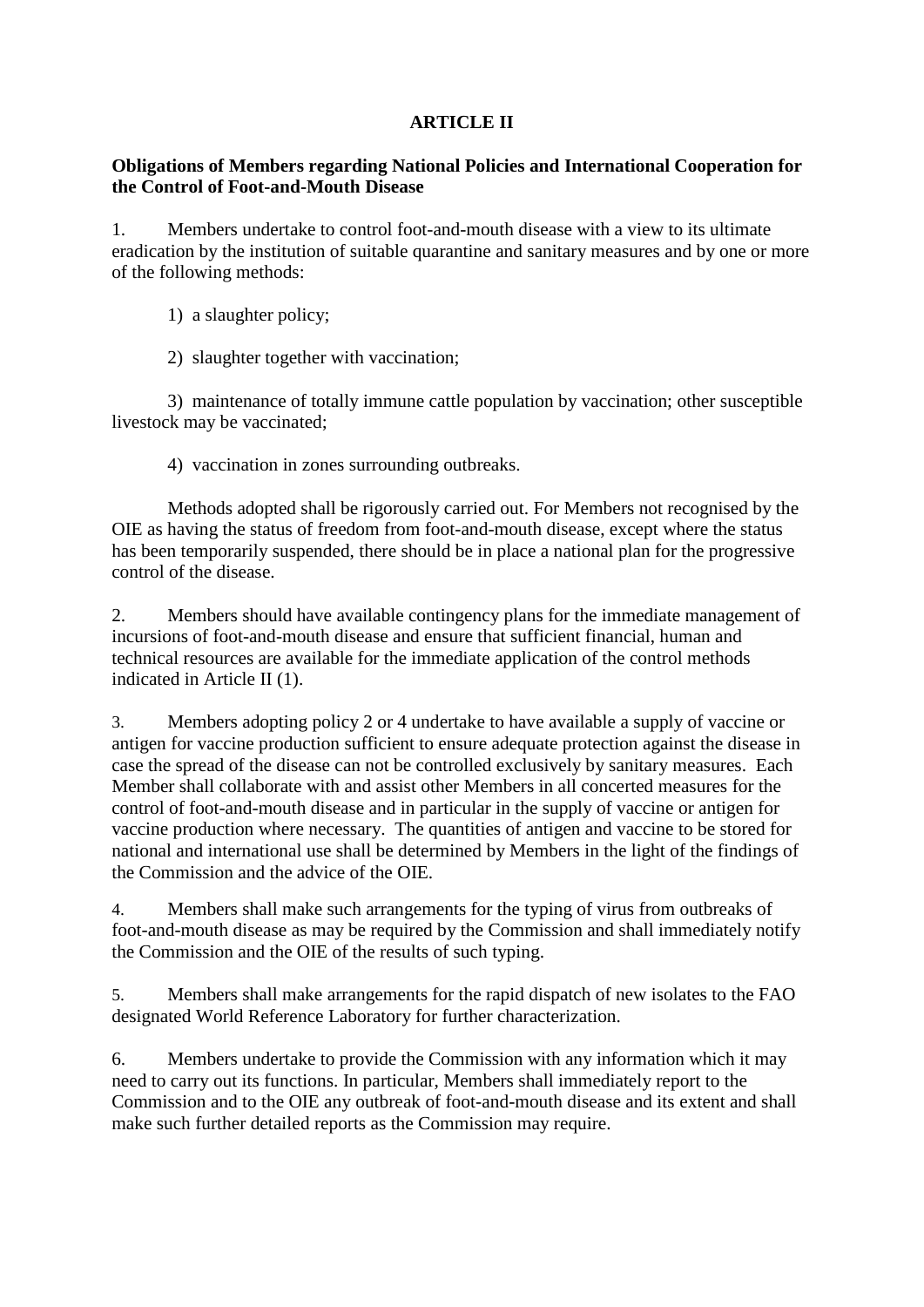## ARTICLE II

**Obligations of Members regarding National Policies and International Cooperation for the Control of Foot-and-Mouth Disease**

1. Members undertake to control foot-and-mouth disease with a view to its ultimate eradication by the institution of suitable quarantine and sanitary measures and by one or more of the following methods:

    1) a slaughter policy;

    2) slaughter together with vaccination;

    3) maintenance of totally immune cattle population by vaccination; other susceptible livestock may be vaccinated;

    4) vaccination in zones surrounding outbreaks.

    Methods adopted shall be rigorously carried out. For Members not recognised by the OIE as having the status of freedom from foot-and-mouth disease, except where the status has been temporarily suspended, there should be in place a national plan for the progressive control of the disease.

2. Members should have available contingency plans for the immediate management of incursions of foot-and-mouth disease and ensure that sufficient financial, human and technical resources are available for the immediate application of the control methods indicated in Article II (1).

3. Members adopting policy 2 or 4 undertake to have available a supply of vaccine or antigen for vaccine production sufficient to ensure adequate protection against the disease in case the spread of the disease can not be controlled exclusively by sanitary measures. Each Member shall collaborate with and assist other Members in all concerted measures for the control of foot-and-mouth disease and in particular in the supply of vaccine or antigen for vaccine production where necessary. The quantities of antigen and vaccine to be stored for national and international use shall be determined by Members in the light of the findings of the Commission and the advice of the OIE.

4. Members shall make such arrangements for the typing of virus from outbreaks of foot-and-mouth disease as may be required by the Commission and shall immediately notify the Commission and the OIE of the results of such typing.

5. Members shall make arrangements for the rapid dispatch of new isolates to the FAO designated World Reference Laboratory for further characterization.

6. Members undertake to provide the Commission with any information which it may need to carry out its functions. In particular, Members shall immediately report to the Commission and to the OIE any outbreak of foot-and-mouth disease and its extent and shall make such further detailed reports as the Commission may require.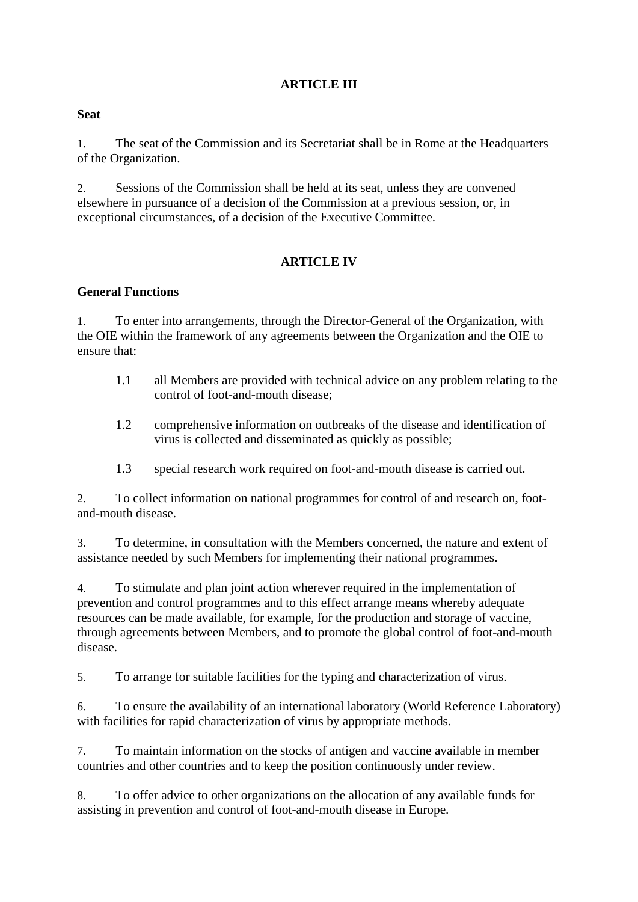## ARTICLE III

**Seat**

1. The seat of the Commission and its Secretariat shall be in Rome at the Headquarters of the Organization.

2. Sessions of the Commission shall be held at its seat, unless they are convened elsewhere in pursuance of a decision of the Commission at a previous session, or, in exceptional circumstances, of a decision of the Executive Committee.

## ARTICLE IV

**General Functions**

1. To enter into arrangements, through the Director-General of the Organization, with the OIE within the framework of any agreements between the Organization and the OIE to ensure that:

   1.1 all Members are provided with technical advice on any problem relating to the control of foot-and-mouth disease;

   1.2 comprehensive information on outbreaks of the disease and identification of virus is collected and disseminated as quickly as possible;

   1.3 special research work required on foot-and-mouth disease is carried out.

2. To collect information on national programmes for control of and research on, foot-and-mouth disease.

3. To determine, in consultation with the Members concerned, the nature and extent of assistance needed by such Members for implementing their national programmes.

4. To stimulate and plan joint action wherever required in the implementation of prevention and control programmes and to this effect arrange means whereby adequate resources can be made available, for example, for the production and storage of vaccine, through agreements between Members, and to promote the global control of foot-and-mouth disease.

5. To arrange for suitable facilities for the typing and characterization of virus.

6. To ensure the availability of an international laboratory (World Reference Laboratory) with facilities for rapid characterization of virus by appropriate methods.

7. To maintain information on the stocks of antigen and vaccine available in member countries and other countries and to keep the position continuously under review.

8. To offer advice to other organizations on the allocation of any available funds for assisting in prevention and control of foot-and-mouth disease in Europe.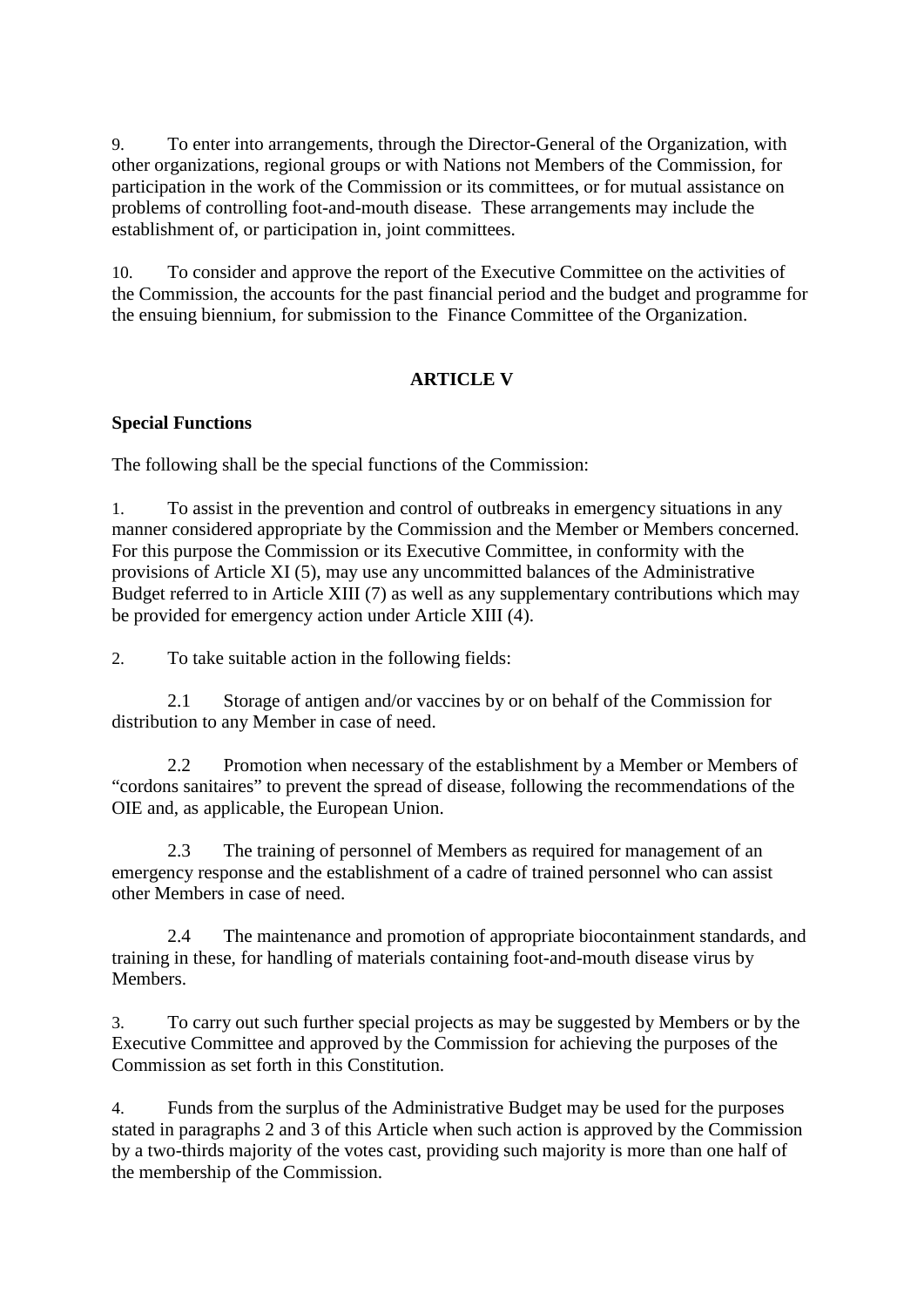9. To enter into arrangements, through the Director-General of the Organization, with other organizations, regional groups or with Nations not Members of the Commission, for participation in the work of the Commission or its committees, or for mutual assistance on problems of controlling foot-and-mouth disease. These arrangements may include the establishment of, or participation in, joint committees.

10. To consider and approve the report of the Executive Committee on the activities of the Commission, the accounts for the past financial period and the budget and programme for the ensuing biennium, for submission to the Finance Committee of the Organization.

## ARTICLE V

### Special Functions

The following shall be the special functions of the Commission:

1. To assist in the prevention and control of outbreaks in emergency situations in any manner considered appropriate by the Commission and the Member or Members concerned. For this purpose the Commission or its Executive Committee, in conformity with the provisions of Article XI (5), may use any uncommitted balances of the Administrative Budget referred to in Article XIII (7) as well as any supplementary contributions which may be provided for emergency action under Article XIII (4).

2. To take suitable action in the following fields:

   2.1 Storage of antigen and/or vaccines by or on behalf of the Commission for distribution to any Member in case of need.

   2.2 Promotion when necessary of the establishment by a Member or Members of "cordons sanitaires" to prevent the spread of disease, following the recommendations of the OIE and, as applicable, the European Union.

   2.3 The training of personnel of Members as required for management of an emergency response and the establishment of a cadre of trained personnel who can assist other Members in case of need.

   2.4 The maintenance and promotion of appropriate biocontainment standards, and training in these, for handling of materials containing foot-and-mouth disease virus by Members.

3. To carry out such further special projects as may be suggested by Members or by the Executive Committee and approved by the Commission for achieving the purposes of the Commission as set forth in this Constitution.

4. Funds from the surplus of the Administrative Budget may be used for the purposes stated in paragraphs 2 and 3 of this Article when such action is approved by the Commission by a two-thirds majority of the votes cast, providing such majority is more than one half of the membership of the Commission.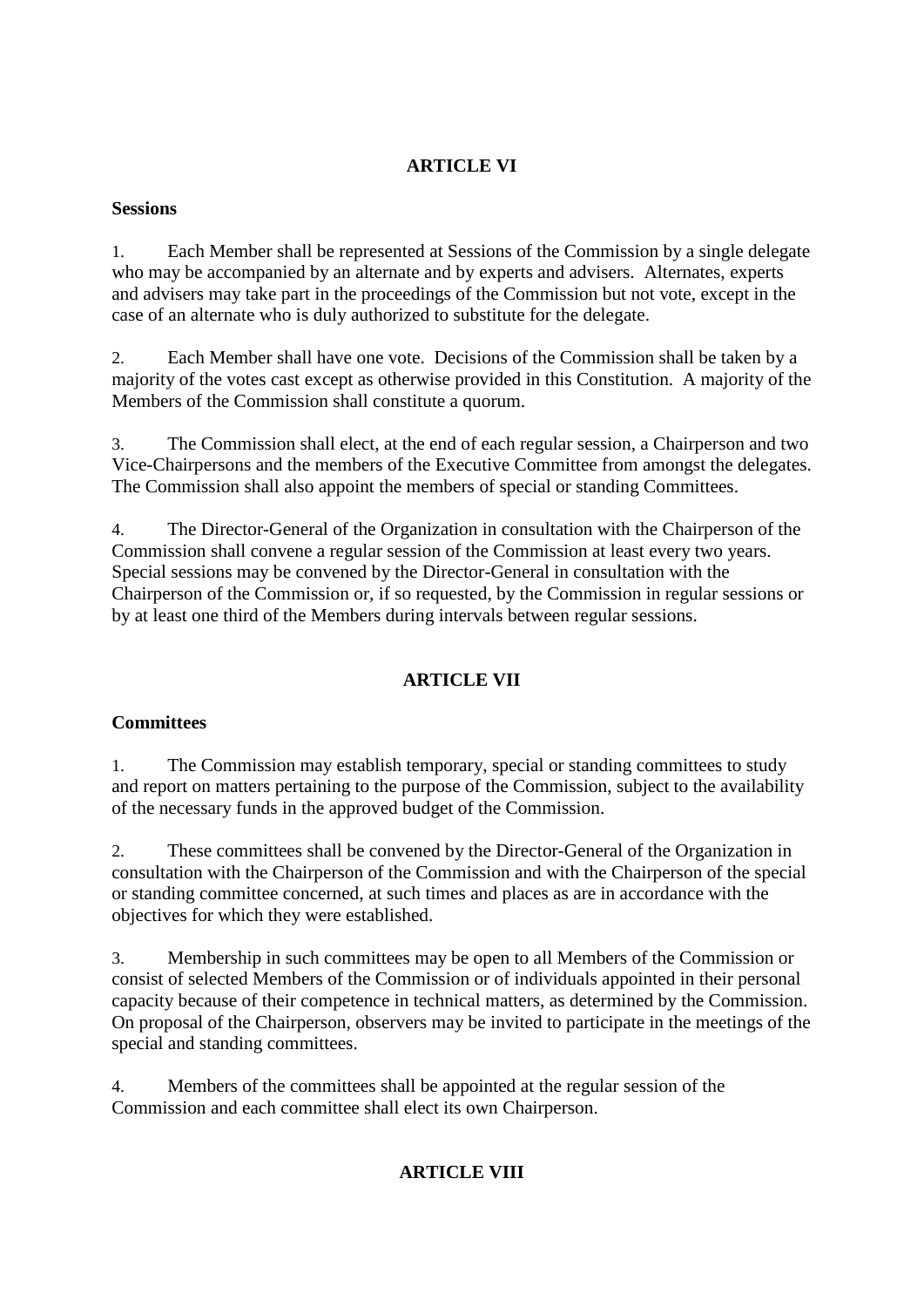## ARTICLE VI

**Sessions**

1. Each Member shall be represented at Sessions of the Commission by a single delegate who may be accompanied by an alternate and by experts and advisers. Alternates, experts and advisers may take part in the proceedings of the Commission but not vote, except in the case of an alternate who is duly authorized to substitute for the delegate.

2. Each Member shall have one vote. Decisions of the Commission shall be taken by a majority of the votes cast except as otherwise provided in this Constitution. A majority of the Members of the Commission shall constitute a quorum.

3. The Commission shall elect, at the end of each regular session, a Chairperson and two Vice-Chairpersons and the members of the Executive Committee from amongst the delegates. The Commission shall also appoint the members of special or standing Committees.

4. The Director-General of the Organization in consultation with the Chairperson of the Commission shall convene a regular session of the Commission at least every two years. Special sessions may be convened by the Director-General in consultation with the Chairperson of the Commission or, if so requested, by the Commission in regular sessions or by at least one third of the Members during intervals between regular sessions.

## ARTICLE VII

**Committees**

1. The Commission may establish temporary, special or standing committees to study and report on matters pertaining to the purpose of the Commission, subject to the availability of the necessary funds in the approved budget of the Commission.

2. These committees shall be convened by the Director-General of the Organization in consultation with the Chairperson of the Commission and with the Chairperson of the special or standing committee concerned, at such times and places as are in accordance with the objectives for which they were established.

3. Membership in such committees may be open to all Members of the Commission or consist of selected Members of the Commission or of individuals appointed in their personal capacity because of their competence in technical matters, as determined by the Commission. On proposal of the Chairperson, observers may be invited to participate in the meetings of the special and standing committees.

4. Members of the committees shall be appointed at the regular session of the Commission and each committee shall elect its own Chairperson.

## ARTICLE VIII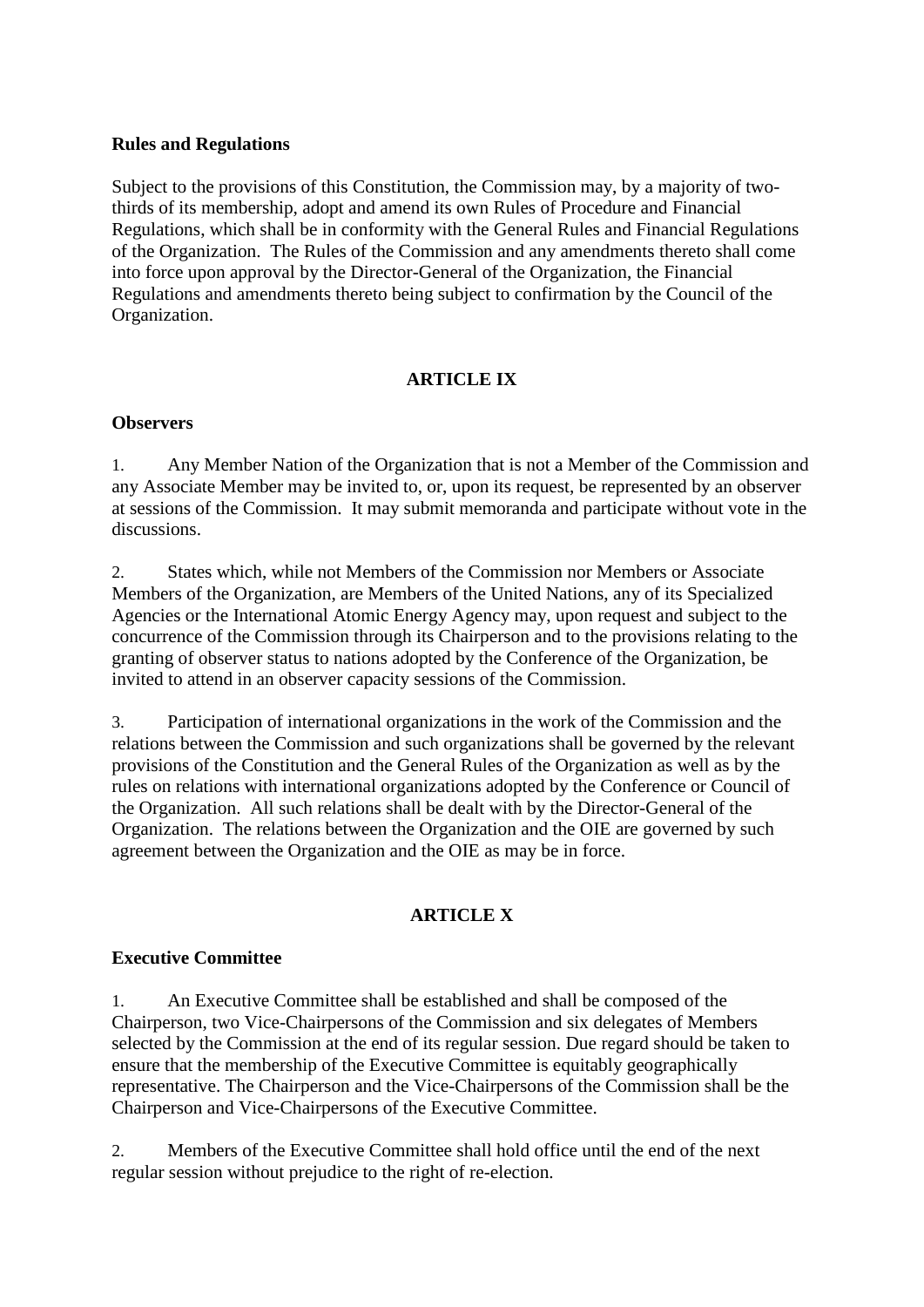**Rules and Regulations**

Subject to the provisions of this Constitution, the Commission may, by a majority of two-thirds of its membership, adopt and amend its own Rules of Procedure and Financial Regulations, which shall be in conformity with the General Rules and Financial Regulations of the Organization. The Rules of the Commission and any amendments thereto shall come into force upon approval by the Director-General of the Organization, the Financial Regulations and amendments thereto being subject to confirmation by the Council of the Organization.

## ARTICLE IX

**Observers**

1. Any Member Nation of the Organization that is not a Member of the Commission and any Associate Member may be invited to, or, upon its request, be represented by an observer at sessions of the Commission. It may submit memoranda and participate without vote in the discussions.

2. States which, while not Members of the Commission nor Members or Associate Members of the Organization, are Members of the United Nations, any of its Specialized Agencies or the International Atomic Energy Agency may, upon request and subject to the concurrence of the Commission through its Chairperson and to the provisions relating to the granting of observer status to nations adopted by the Conference of the Organization, be invited to attend in an observer capacity sessions of the Commission.

3. Participation of international organizations in the work of the Commission and the relations between the Commission and such organizations shall be governed by the relevant provisions of the Constitution and the General Rules of the Organization as well as by the rules on relations with international organizations adopted by the Conference or Council of the Organization. All such relations shall be dealt with by the Director-General of the Organization. The relations between the Organization and the OIE are governed by such agreement between the Organization and the OIE as may be in force.

## ARTICLE X

**Executive Committee**

1. An Executive Committee shall be established and shall be composed of the Chairperson, two Vice-Chairpersons of the Commission and six delegates of Members selected by the Commission at the end of its regular session. Due regard should be taken to ensure that the membership of the Executive Committee is equitably geographically representative. The Chairperson and the Vice-Chairpersons of the Commission shall be the Chairperson and Vice-Chairpersons of the Executive Committee.

2. Members of the Executive Committee shall hold office until the end of the next regular session without prejudice to the right of re-election.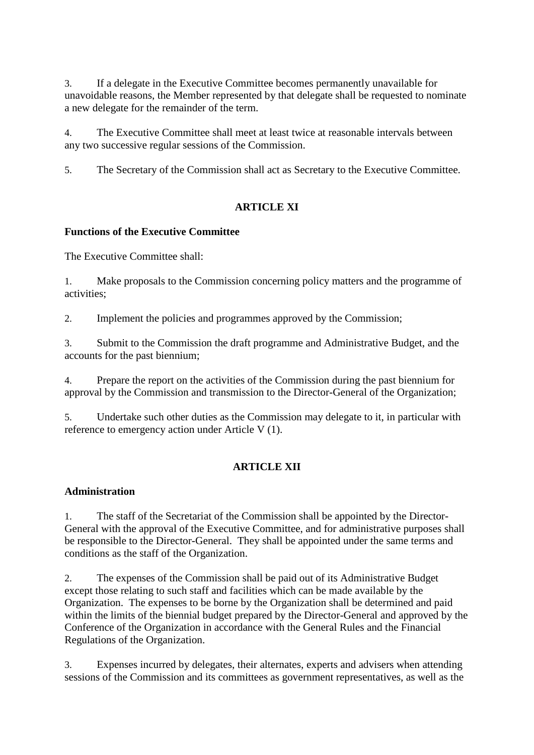3. If a delegate in the Executive Committee becomes permanently unavailable for unavoidable reasons, the Member represented by that delegate shall be requested to nominate a new delegate for the remainder of the term.

4. The Executive Committee shall meet at least twice at reasonable intervals between any two successive regular sessions of the Commission.

5. The Secretary of the Commission shall act as Secretary to the Executive Committee.

## ARTICLE XI

**Functions of the Executive Committee**

The Executive Committee shall:

1. Make proposals to the Commission concerning policy matters and the programme of activities;

2. Implement the policies and programmes approved by the Commission;

3. Submit to the Commission the draft programme and Administrative Budget, and the accounts for the past biennium;

4. Prepare the report on the activities of the Commission during the past biennium for approval by the Commission and transmission to the Director-General of the Organization;

5. Undertake such other duties as the Commission may delegate to it, in particular with reference to emergency action under Article V (1).

## ARTICLE XII

**Administration**

1. The staff of the Secretariat of the Commission shall be appointed by the Director-General with the approval of the Executive Committee, and for administrative purposes shall be responsible to the Director-General. They shall be appointed under the same terms and conditions as the staff of the Organization.

2. The expenses of the Commission shall be paid out of its Administrative Budget except those relating to such staff and facilities which can be made available by the Organization. The expenses to be borne by the Organization shall be determined and paid within the limits of the biennial budget prepared by the Director-General and approved by the Conference of the Organization in accordance with the General Rules and the Financial Regulations of the Organization.

3. Expenses incurred by delegates, their alternates, experts and advisers when attending sessions of the Commission and its committees as government representatives, as well as the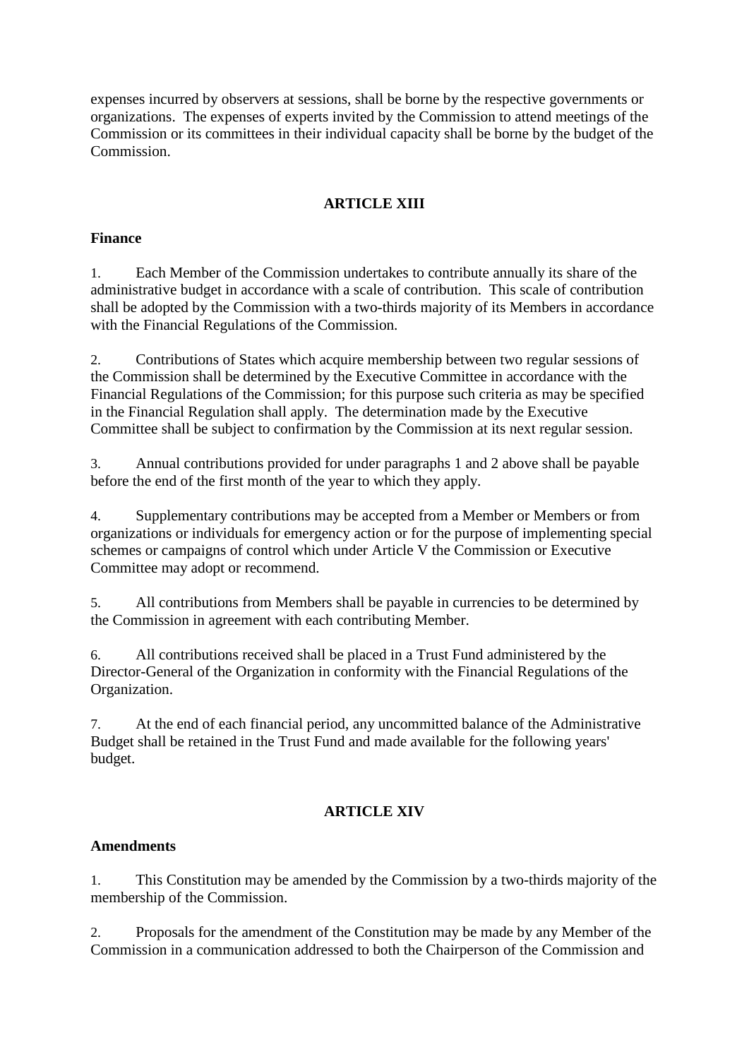expenses incurred by observers at sessions, shall be borne by the respective governments or organizations. The expenses of experts invited by the Commission to attend meetings of the Commission or its committees in their individual capacity shall be borne by the budget of the Commission.

## ARTICLE XIII

### Finance

1. Each Member of the Commission undertakes to contribute annually its share of the administrative budget in accordance with a scale of contribution. This scale of contribution shall be adopted by the Commission with a two-thirds majority of its Members in accordance with the Financial Regulations of the Commission.

2. Contributions of States which acquire membership between two regular sessions of the Commission shall be determined by the Executive Committee in accordance with the Financial Regulations of the Commission; for this purpose such criteria as may be specified in the Financial Regulation shall apply. The determination made by the Executive Committee shall be subject to confirmation by the Commission at its next regular session.

3. Annual contributions provided for under paragraphs 1 and 2 above shall be payable before the end of the first month of the year to which they apply.

4. Supplementary contributions may be accepted from a Member or Members or from organizations or individuals for emergency action or for the purpose of implementing special schemes or campaigns of control which under Article V the Commission or Executive Committee may adopt or recommend.

5. All contributions from Members shall be payable in currencies to be determined by the Commission in agreement with each contributing Member.

6. All contributions received shall be placed in a Trust Fund administered by the Director-General of the Organization in conformity with the Financial Regulations of the Organization.

7. At the end of each financial period, any uncommitted balance of the Administrative Budget shall be retained in the Trust Fund and made available for the following years' budget.

## ARTICLE XIV

### Amendments

1. This Constitution may be amended by the Commission by a two-thirds majority of the membership of the Commission.

2. Proposals for the amendment of the Constitution may be made by any Member of the Commission in a communication addressed to both the Chairperson of the Commission and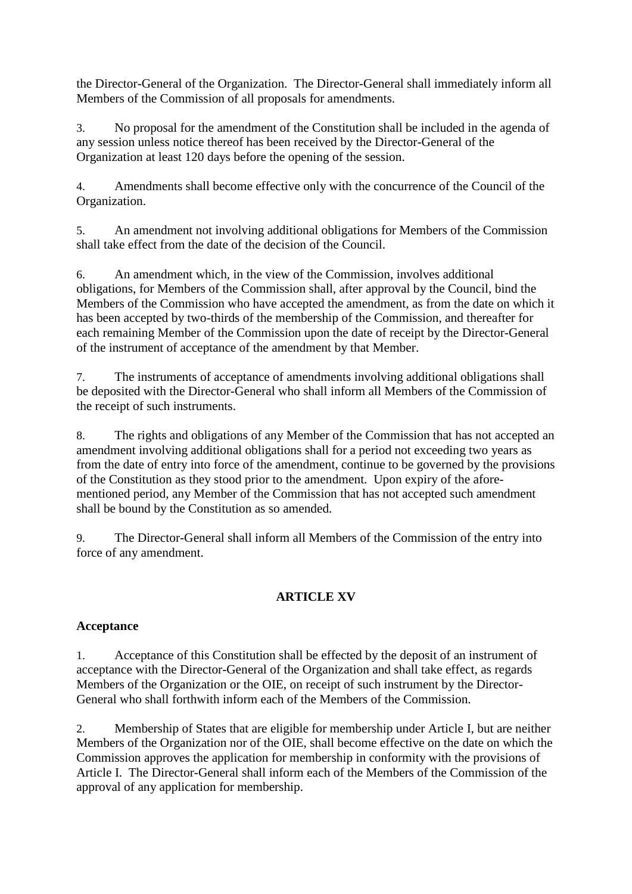the Director-General of the Organization. The Director-General shall immediately inform all Members of the Commission of all proposals for amendments.

3. No proposal for the amendment of the Constitution shall be included in the agenda of any session unless notice thereof has been received by the Director-General of the Organization at least 120 days before the opening of the session.

4. Amendments shall become effective only with the concurrence of the Council of the Organization.

5. An amendment not involving additional obligations for Members of the Commission shall take effect from the date of the decision of the Council.

6. An amendment which, in the view of the Commission, involves additional obligations, for Members of the Commission shall, after approval by the Council, bind the Members of the Commission who have accepted the amendment, as from the date on which it has been accepted by two-thirds of the membership of the Commission, and thereafter for each remaining Member of the Commission upon the date of receipt by the Director-General of the instrument of acceptance of the amendment by that Member.

7. The instruments of acceptance of amendments involving additional obligations shall be deposited with the Director-General who shall inform all Members of the Commission of the receipt of such instruments.

8. The rights and obligations of any Member of the Commission that has not accepted an amendment involving additional obligations shall for a period not exceeding two years as from the date of entry into force of the amendment, continue to be governed by the provisions of the Constitution as they stood prior to the amendment. Upon expiry of the afore-mentioned period, any Member of the Commission that has not accepted such amendment shall be bound by the Constitution as so amended.

9. The Director-General shall inform all Members of the Commission of the entry into force of any amendment.

## ARTICLE XV

**Acceptance**

1. Acceptance of this Constitution shall be effected by the deposit of an instrument of acceptance with the Director-General of the Organization and shall take effect, as regards Members of the Organization or the OIE, on receipt of such instrument by the Director-General who shall forthwith inform each of the Members of the Commission.

2. Membership of States that are eligible for membership under Article I, but are neither Members of the Organization nor of the OIE, shall become effective on the date on which the Commission approves the application for membership in conformity with the provisions of Article I. The Director-General shall inform each of the Members of the Commission of the approval of any application for membership.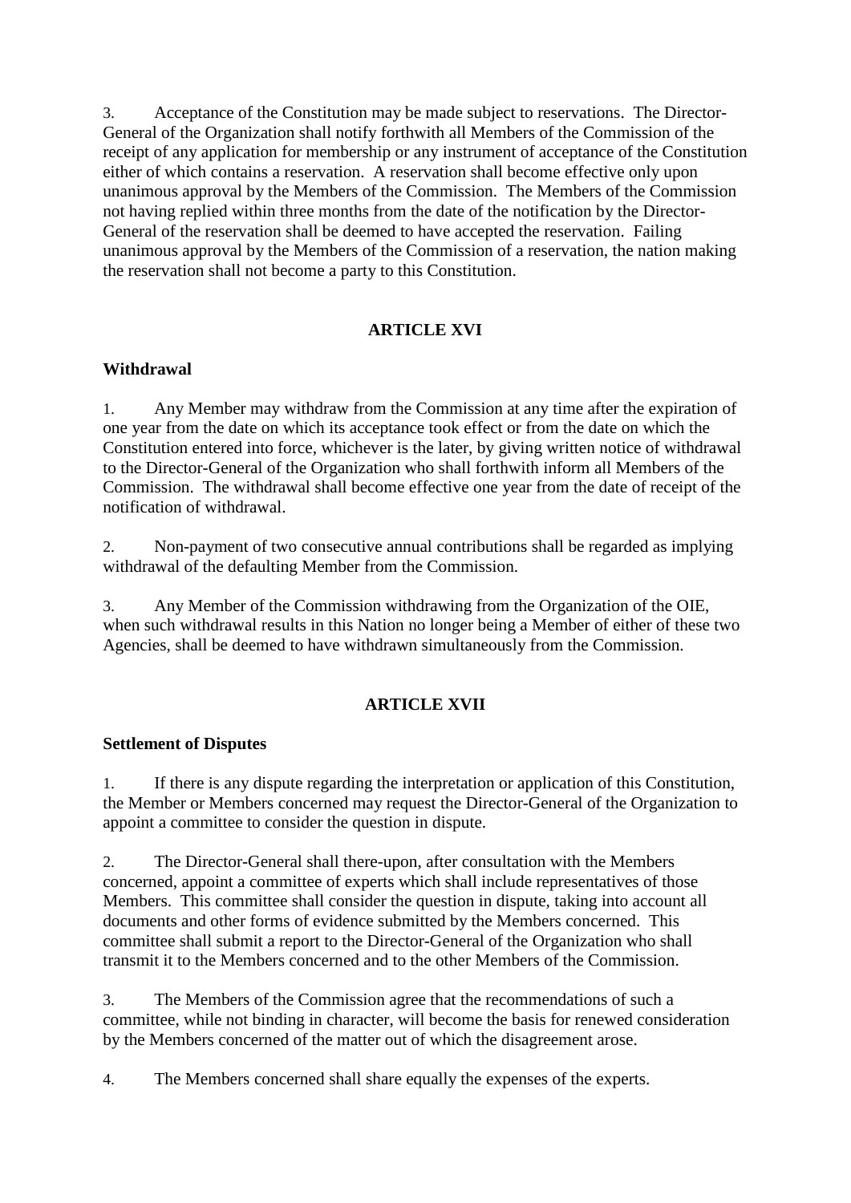3. Acceptance of the Constitution may be made subject to reservations. The Director-General of the Organization shall notify forthwith all Members of the Commission of the receipt of any application for membership or any instrument of acceptance of the Constitution either of which contains a reservation. A reservation shall become effective only upon unanimous approval by the Members of the Commission. The Members of the Commission not having replied within three months from the date of the notification by the Director-General of the reservation shall be deemed to have accepted the reservation. Failing unanimous approval by the Members of the Commission of a reservation, the nation making the reservation shall not become a party to this Constitution.

## ARTICLE XVI

### Withdrawal

1. Any Member may withdraw from the Commission at any time after the expiration of one year from the date on which its acceptance took effect or from the date on which the Constitution entered into force, whichever is the later, by giving written notice of withdrawal to the Director-General of the Organization who shall forthwith inform all Members of the Commission. The withdrawal shall become effective one year from the date of receipt of the notification of withdrawal.

2. Non-payment of two consecutive annual contributions shall be regarded as implying withdrawal of the defaulting Member from the Commission.

3. Any Member of the Commission withdrawing from the Organization of the OIE, when such withdrawal results in this Nation no longer being a Member of either of these two Agencies, shall be deemed to have withdrawn simultaneously from the Commission.

## ARTICLE XVII

### Settlement of Disputes

1. If there is any dispute regarding the interpretation or application of this Constitution, the Member or Members concerned may request the Director-General of the Organization to appoint a committee to consider the question in dispute.

2. The Director-General shall there-upon, after consultation with the Members concerned, appoint a committee of experts which shall include representatives of those Members. This committee shall consider the question in dispute, taking into account all documents and other forms of evidence submitted by the Members concerned. This committee shall submit a report to the Director-General of the Organization who shall transmit it to the Members concerned and to the other Members of the Commission.

3. The Members of the Commission agree that the recommendations of such a committee, while not binding in character, will become the basis for renewed consideration by the Members concerned of the matter out of which the disagreement arose.

4. The Members concerned shall share equally the expenses of the experts.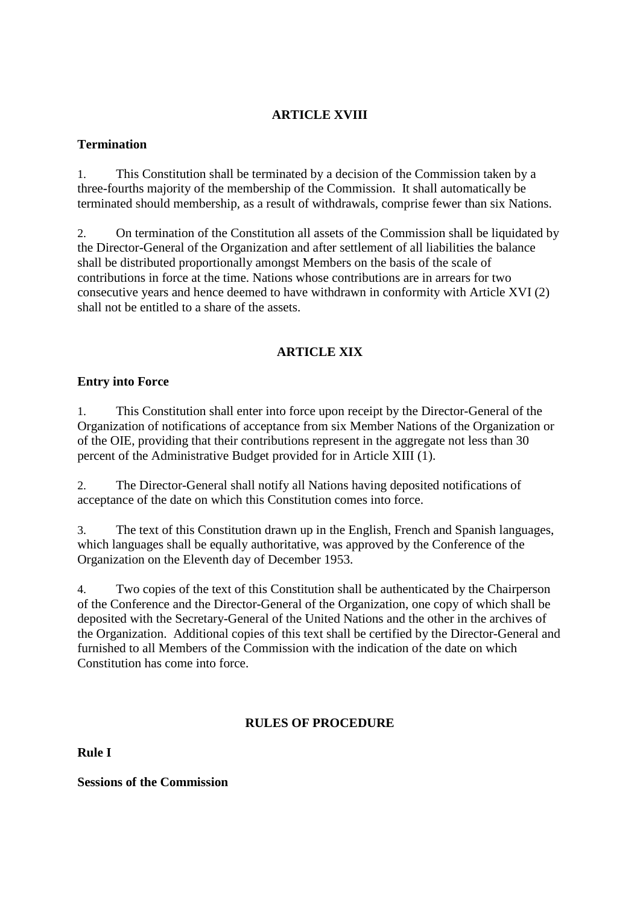## ARTICLE XVIII

**Termination**

1. This Constitution shall be terminated by a decision of the Commission taken by a three-fourths majority of the membership of the Commission. It shall automatically be terminated should membership, as a result of withdrawals, comprise fewer than six Nations.

2. On termination of the Constitution all assets of the Commission shall be liquidated by the Director-General of the Organization and after settlement of all liabilities the balance shall be distributed proportionally amongst Members on the basis of the scale of contributions in force at the time. Nations whose contributions are in arrears for two consecutive years and hence deemed to have withdrawn in conformity with Article XVI (2) shall not be entitled to a share of the assets.

## ARTICLE XIX

**Entry into Force**

1. This Constitution shall enter into force upon receipt by the Director-General of the Organization of notifications of acceptance from six Member Nations of the Organization or of the OIE, providing that their contributions represent in the aggregate not less than 30 percent of the Administrative Budget provided for in Article XIII (1).

2. The Director-General shall notify all Nations having deposited notifications of acceptance of the date on which this Constitution comes into force.

3. The text of this Constitution drawn up in the English, French and Spanish languages, which languages shall be equally authoritative, was approved by the Conference of the Organization on the Eleventh day of December 1953.

4. Two copies of the text of this Constitution shall be authenticated by the Chairperson of the Conference and the Director-General of the Organization, one copy of which shall be deposited with the Secretary-General of the United Nations and the other in the archives of the Organization. Additional copies of this text shall be certified by the Director-General and furnished to all Members of the Commission with the indication of the date on which Constitution has come into force.

## RULES OF PROCEDURE

**Rule I**

**Sessions of the Commission**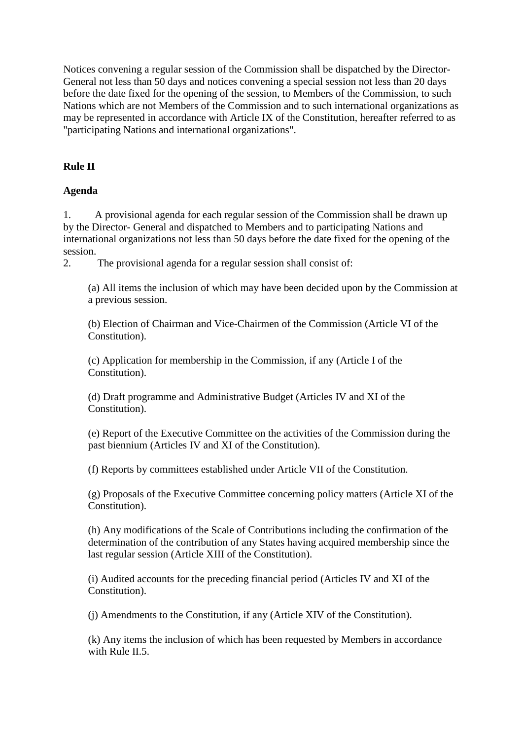Notices convening a regular session of the Commission shall be dispatched by the Director-General not less than 50 days and notices convening a special session not less than 20 days before the date fixed for the opening of the session, to Members of the Commission, to such Nations which are not Members of the Commission and to such international organizations as may be represented in accordance with Article IX of the Constitution, hereafter referred to as "participating Nations and international organizations".

**Rule II**

**Agenda**

1. A provisional agenda for each regular session of the Commission shall be drawn up by the Director- General and dispatched to Members and to participating Nations and international organizations not less than 50 days before the date fixed for the opening of the session.
2. The provisional agenda for a regular session shall consist of:

   (a) All items the inclusion of which may have been decided upon by the Commission at a previous session.

   (b) Election of Chairman and Vice-Chairmen of the Commission (Article VI of the Constitution).

   (c) Application for membership in the Commission, if any (Article I of the Constitution).

   (d) Draft programme and Administrative Budget (Articles IV and XI of the Constitution).

   (e) Report of the Executive Committee on the activities of the Commission during the past biennium (Articles IV and XI of the Constitution).

   (f) Reports by committees established under Article VII of the Constitution.

   (g) Proposals of the Executive Committee concerning policy matters (Article XI of the Constitution).

   (h) Any modifications of the Scale of Contributions including the confirmation of the determination of the contribution of any States having acquired membership since the last regular session (Article XIII of the Constitution).

   (i) Audited accounts for the preceding financial period (Articles IV and XI of the Constitution).

   (j) Amendments to the Constitution, if any (Article XIV of the Constitution).

   (k) Any items the inclusion of which has been requested by Members in accordance with Rule II.5.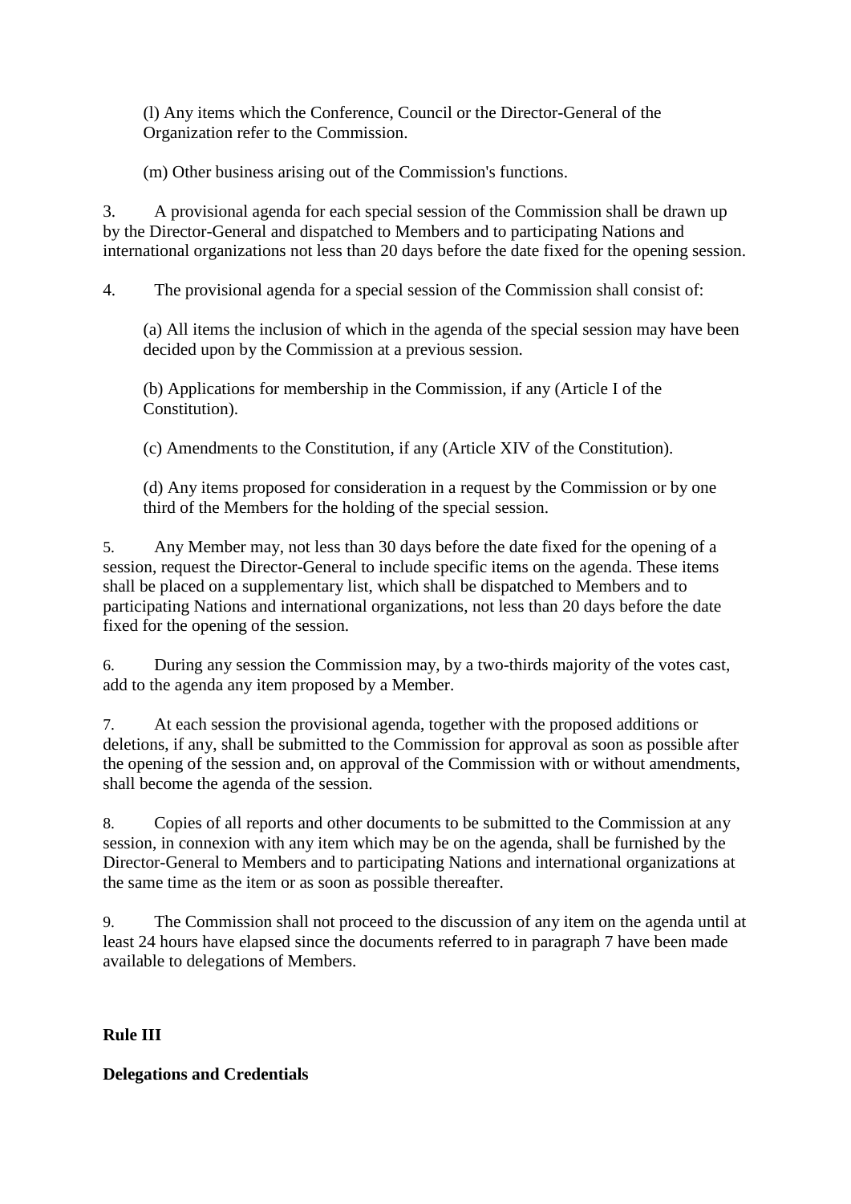(l) Any items which the Conference, Council or the Director-General of the Organization refer to the Commission.

(m) Other business arising out of the Commission's functions.

3. A provisional agenda for each special session of the Commission shall be drawn up by the Director-General and dispatched to Members and to participating Nations and international organizations not less than 20 days before the date fixed for the opening session.

4. The provisional agenda for a special session of the Commission shall consist of:

(a) All items the inclusion of which in the agenda of the special session may have been decided upon by the Commission at a previous session.

(b) Applications for membership in the Commission, if any (Article I of the Constitution).

(c) Amendments to the Constitution, if any (Article XIV of the Constitution).

(d) Any items proposed for consideration in a request by the Commission or by one third of the Members for the holding of the special session.

5. Any Member may, not less than 30 days before the date fixed for the opening of a session, request the Director-General to include specific items on the agenda. These items shall be placed on a supplementary list, which shall be dispatched to Members and to participating Nations and international organizations, not less than 20 days before the date fixed for the opening of the session.

6. During any session the Commission may, by a two-thirds majority of the votes cast, add to the agenda any item proposed by a Member.

7. At each session the provisional agenda, together with the proposed additions or deletions, if any, shall be submitted to the Commission for approval as soon as possible after the opening of the session and, on approval of the Commission with or without amendments, shall become the agenda of the session.

8. Copies of all reports and other documents to be submitted to the Commission at any session, in connexion with any item which may be on the agenda, shall be furnished by the Director-General to Members and to participating Nations and international organizations at the same time as the item or as soon as possible thereafter.

9. The Commission shall not proceed to the discussion of any item on the agenda until at least 24 hours have elapsed since the documents referred to in paragraph 7 have been made available to delegations of Members.

**Rule III**

**Delegations and Credentials**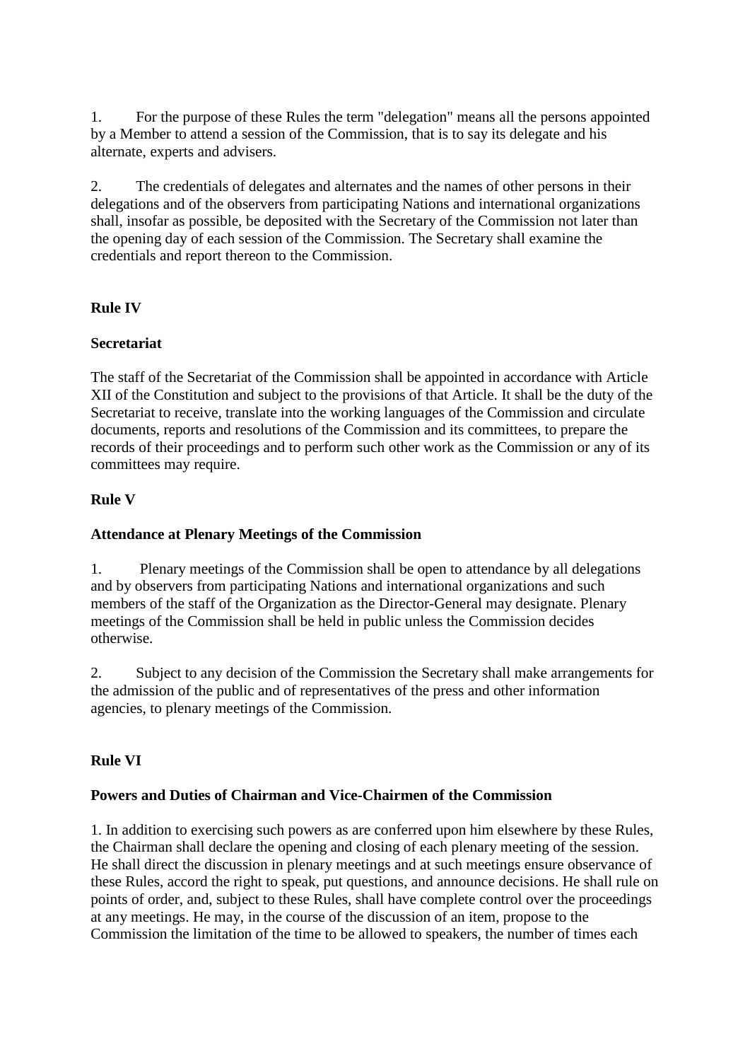1. For the purpose of these Rules the term "delegation" means all the persons appointed by a Member to attend a session of the Commission, that is to say its delegate and his alternate, experts and advisers.

2. The credentials of delegates and alternates and the names of other persons in their delegations and of the observers from participating Nations and international organizations shall, insofar as possible, be deposited with the Secretary of the Commission not later than the opening day of each session of the Commission. The Secretary shall examine the credentials and report thereon to the Commission.

**Rule IV**

**Secretariat**

The staff of the Secretariat of the Commission shall be appointed in accordance with Article XII of the Constitution and subject to the provisions of that Article. It shall be the duty of the Secretariat to receive, translate into the working languages of the Commission and circulate documents, reports and resolutions of the Commission and its committees, to prepare the records of their proceedings and to perform such other work as the Commission or any of its committees may require.

**Rule V**

**Attendance at Plenary Meetings of the Commission**

1. Plenary meetings of the Commission shall be open to attendance by all delegations and by observers from participating Nations and international organizations and such members of the staff of the Organization as the Director-General may designate. Plenary meetings of the Commission shall be held in public unless the Commission decides otherwise.

2. Subject to any decision of the Commission the Secretary shall make arrangements for the admission of the public and of representatives of the press and other information agencies, to plenary meetings of the Commission.

**Rule VI**

**Powers and Duties of Chairman and Vice-Chairmen of the Commission**

1. In addition to exercising such powers as are conferred upon him elsewhere by these Rules, the Chairman shall declare the opening and closing of each plenary meeting of the session. He shall direct the discussion in plenary meetings and at such meetings ensure observance of these Rules, accord the right to speak, put questions, and announce decisions. He shall rule on points of order, and, subject to these Rules, shall have complete control over the proceedings at any meetings. He may, in the course of the discussion of an item, propose to the Commission the limitation of the time to be allowed to speakers, the number of times each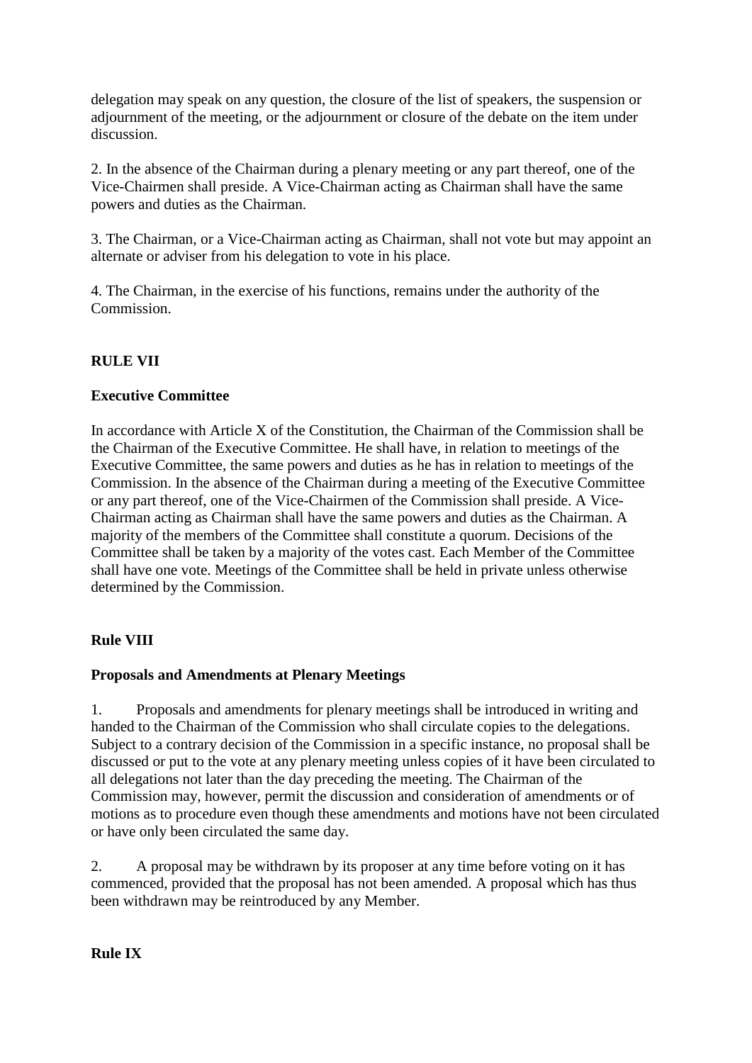delegation may speak on any question, the closure of the list of speakers, the suspension or adjournment of the meeting, or the adjournment or closure of the debate on the item under discussion.

2. In the absence of the Chairman during a plenary meeting or any part thereof, one of the Vice-Chairmen shall preside. A Vice-Chairman acting as Chairman shall have the same powers and duties as the Chairman.

3. The Chairman, or a Vice-Chairman acting as Chairman, shall not vote but may appoint an alternate or adviser from his delegation to vote in his place.

4. The Chairman, in the exercise of his functions, remains under the authority of the Commission.

**RULE VII**

**Executive Committee**

In accordance with Article X of the Constitution, the Chairman of the Commission shall be the Chairman of the Executive Committee. He shall have, in relation to meetings of the Executive Committee, the same powers and duties as he has in relation to meetings of the Commission. In the absence of the Chairman during a meeting of the Executive Committee or any part thereof, one of the Vice-Chairmen of the Commission shall preside. A Vice-Chairman acting as Chairman shall have the same powers and duties as the Chairman. A majority of the members of the Committee shall constitute a quorum. Decisions of the Committee shall be taken by a majority of the votes cast. Each Member of the Committee shall have one vote. Meetings of the Committee shall be held in private unless otherwise determined by the Commission.

**Rule VIII**

**Proposals and Amendments at Plenary Meetings**

1. Proposals and amendments for plenary meetings shall be introduced in writing and handed to the Chairman of the Commission who shall circulate copies to the delegations. Subject to a contrary decision of the Commission in a specific instance, no proposal shall be discussed or put to the vote at any plenary meeting unless copies of it have been circulated to all delegations not later than the day preceding the meeting. The Chairman of the Commission may, however, permit the discussion and consideration of amendments or of motions as to procedure even though these amendments and motions have not been circulated or have only been circulated the same day.

2. A proposal may be withdrawn by its proposer at any time before voting on it has commenced, provided that the proposal has not been amended. A proposal which has thus been withdrawn may be reintroduced by any Member.

**Rule IX**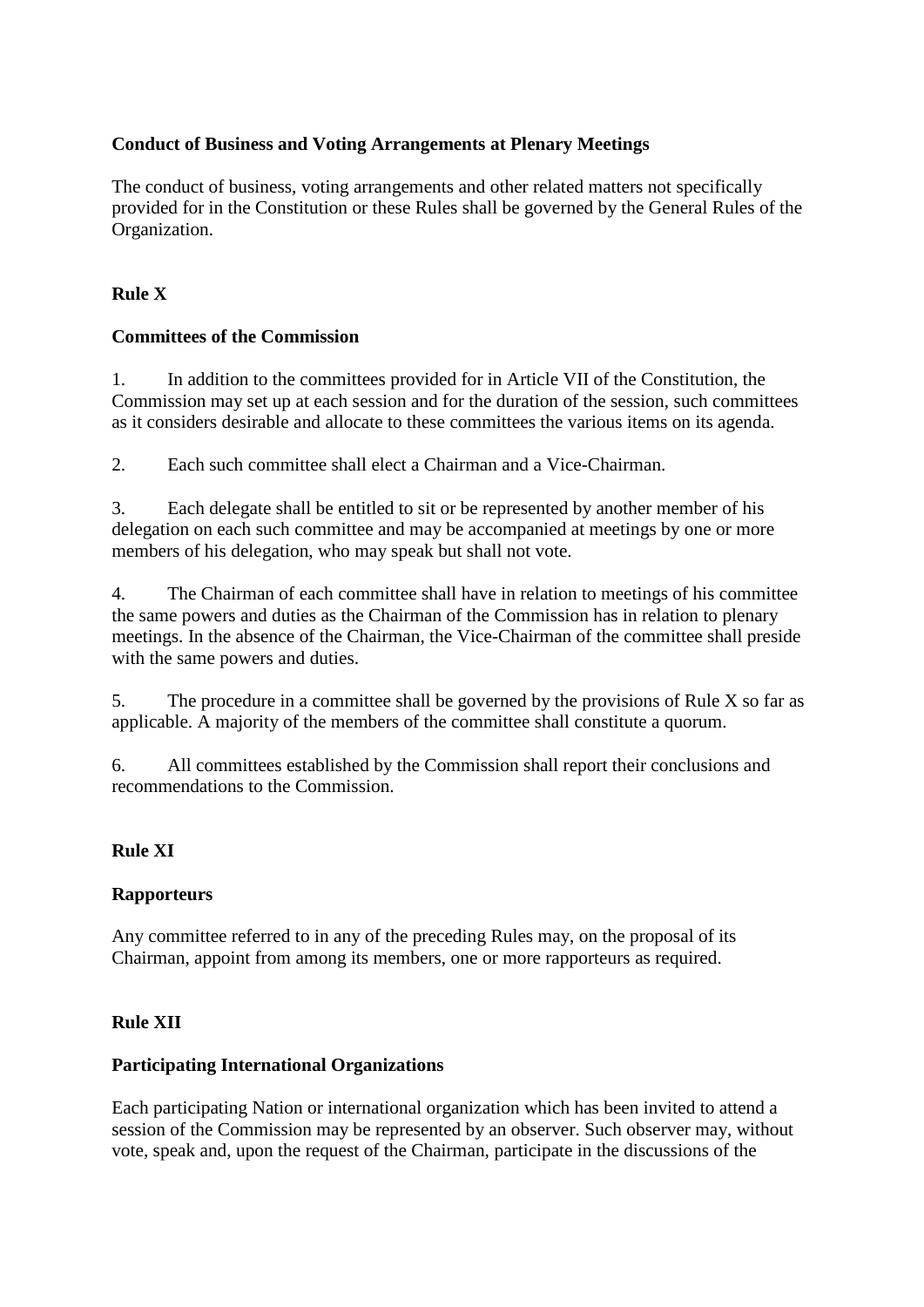**Conduct of Business and Voting Arrangements at Plenary Meetings**

The conduct of business, voting arrangements and other related matters not specifically provided for in the Constitution or these Rules shall be governed by the General Rules of the Organization.

## Rule X

**Committees of the Commission**

1. In addition to the committees provided for in Article VII of the Constitution, the Commission may set up at each session and for the duration of the session, such committees as it considers desirable and allocate to these committees the various items on its agenda.

2. Each such committee shall elect a Chairman and a Vice-Chairman.

3. Each delegate shall be entitled to sit or be represented by another member of his delegation on each such committee and may be accompanied at meetings by one or more members of his delegation, who may speak but shall not vote.

4. The Chairman of each committee shall have in relation to meetings of his committee the same powers and duties as the Chairman of the Commission has in relation to plenary meetings. In the absence of the Chairman, the Vice-Chairman of the committee shall preside with the same powers and duties.

5. The procedure in a committee shall be governed by the provisions of Rule X so far as applicable. A majority of the members of the committee shall constitute a quorum.

6. All committees established by the Commission shall report their conclusions and recommendations to the Commission.

## Rule XI

**Rapporteurs**

Any committee referred to in any of the preceding Rules may, on the proposal of its Chairman, appoint from among its members, one or more rapporteurs as required.

## Rule XII

**Participating International Organizations**

Each participating Nation or international organization which has been invited to attend a session of the Commission may be represented by an observer. Such observer may, without vote, speak and, upon the request of the Chairman, participate in the discussions of the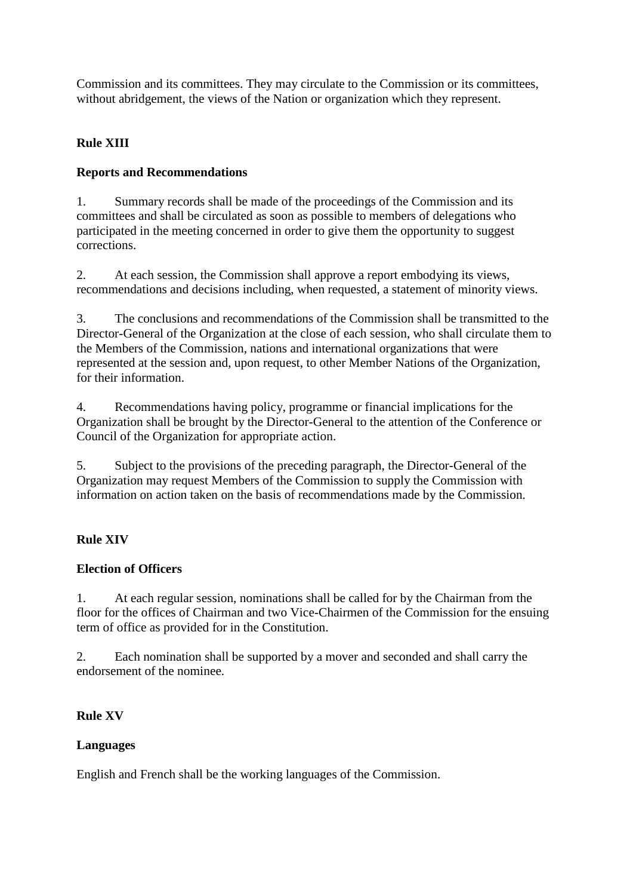Commission and its committees. They may circulate to the Commission or its committees, without abridgement, the views of the Nation or organization which they represent.

**Rule XIII**

**Reports and Recommendations**

1. Summary records shall be made of the proceedings of the Commission and its committees and shall be circulated as soon as possible to members of delegations who participated in the meeting concerned in order to give them the opportunity to suggest corrections.

2. At each session, the Commission shall approve a report embodying its views, recommendations and decisions including, when requested, a statement of minority views.

3. The conclusions and recommendations of the Commission shall be transmitted to the Director-General of the Organization at the close of each session, who shall circulate them to the Members of the Commission, nations and international organizations that were represented at the session and, upon request, to other Member Nations of the Organization, for their information.

4. Recommendations having policy, programme or financial implications for the Organization shall be brought by the Director-General to the attention of the Conference or Council of the Organization for appropriate action.

5. Subject to the provisions of the preceding paragraph, the Director-General of the Organization may request Members of the Commission to supply the Commission with information on action taken on the basis of recommendations made by the Commission.

**Rule XIV**

**Election of Officers**

1. At each regular session, nominations shall be called for by the Chairman from the floor for the offices of Chairman and two Vice-Chairmen of the Commission for the ensuing term of office as provided for in the Constitution.

2. Each nomination shall be supported by a mover and seconded and shall carry the endorsement of the nominee.

**Rule XV**

**Languages**

English and French shall be the working languages of the Commission.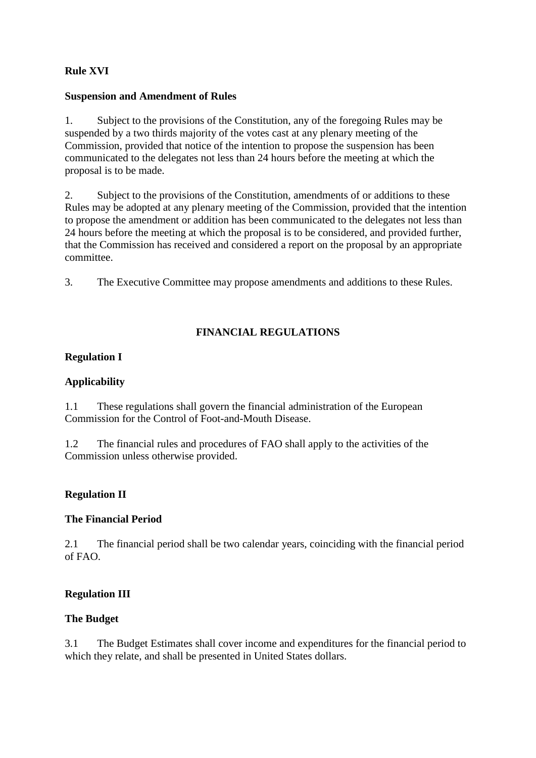**Rule XVI**

**Suspension and Amendment of Rules**

1. Subject to the provisions of the Constitution, any of the foregoing Rules may be suspended by a two thirds majority of the votes cast at any plenary meeting of the Commission, provided that notice of the intention to propose the suspension has been communicated to the delegates not less than 24 hours before the meeting at which the proposal is to be made.

2. Subject to the provisions of the Constitution, amendments of or additions to these Rules may be adopted at any plenary meeting of the Commission, provided that the intention to propose the amendment or addition has been communicated to the delegates not less than 24 hours before the meeting at which the proposal is to be considered, and provided further, that the Commission has received and considered a report on the proposal by an appropriate committee.

3. The Executive Committee may propose amendments and additions to these Rules.

## FINANCIAL REGULATIONS

**Regulation I**

**Applicability**

1.1 These regulations shall govern the financial administration of the European Commission for the Control of Foot-and-Mouth Disease.

1.2 The financial rules and procedures of FAO shall apply to the activities of the Commission unless otherwise provided.

**Regulation II**

**The Financial Period**

2.1 The financial period shall be two calendar years, coinciding with the financial period of FAO.

**Regulation III**

**The Budget**

3.1 The Budget Estimates shall cover income and expenditures for the financial period to which they relate, and shall be presented in United States dollars.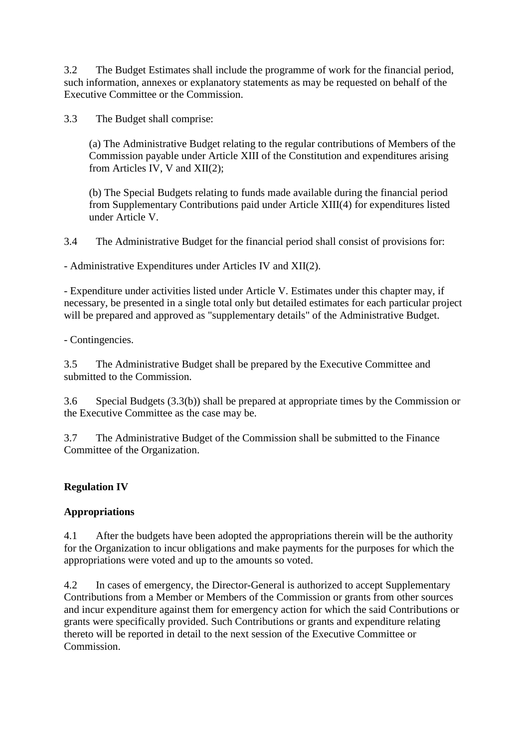3.2 The Budget Estimates shall include the programme of work for the financial period, such information, annexes or explanatory statements as may be requested on behalf of the Executive Committee or the Commission.

3.3 The Budget shall comprise:

(a) The Administrative Budget relating to the regular contributions of Members of the Commission payable under Article XIII of the Constitution and expenditures arising from Articles IV, V and XII(2);

(b) The Special Budgets relating to funds made available during the financial period from Supplementary Contributions paid under Article XIII(4) for expenditures listed under Article V.

3.4 The Administrative Budget for the financial period shall consist of provisions for:

- Administrative Expenditures under Articles IV and XII(2).

- Expenditure under activities listed under Article V. Estimates under this chapter may, if necessary, be presented in a single total only but detailed estimates for each particular project will be prepared and approved as "supplementary details" of the Administrative Budget.

- Contingencies.

3.5 The Administrative Budget shall be prepared by the Executive Committee and submitted to the Commission.

3.6 Special Budgets (3.3(b)) shall be prepared at appropriate times by the Commission or the Executive Committee as the case may be.

3.7 The Administrative Budget of the Commission shall be submitted to the Finance Committee of the Organization.

**Regulation IV**

**Appropriations**

4.1 After the budgets have been adopted the appropriations therein will be the authority for the Organization to incur obligations and make payments for the purposes for which the appropriations were voted and up to the amounts so voted.

4.2 In cases of emergency, the Director-General is authorized to accept Supplementary Contributions from a Member or Members of the Commission or grants from other sources and incur expenditure against them for emergency action for which the said Contributions or grants were specifically provided. Such Contributions or grants and expenditure relating thereto will be reported in detail to the next session of the Executive Committee or Commission.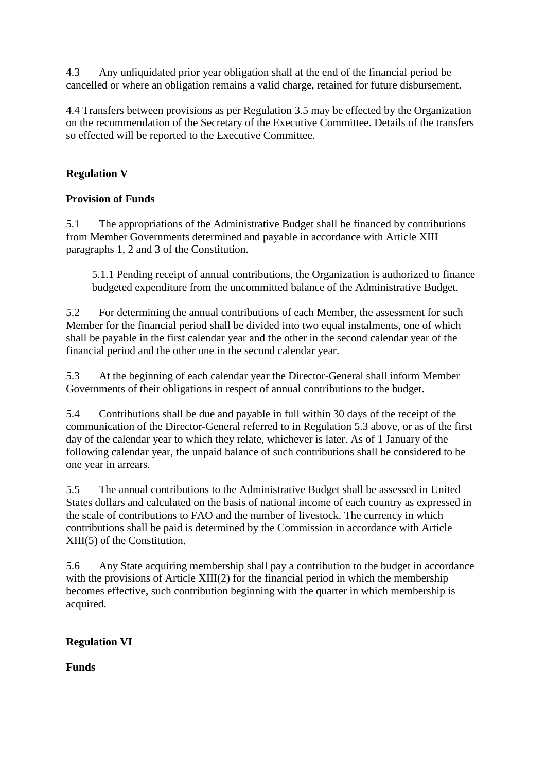4.3 Any unliquidated prior year obligation shall at the end of the financial period be cancelled or where an obligation remains a valid charge, retained for future disbursement.

4.4 Transfers between provisions as per Regulation 3.5 may be effected by the Organization on the recommendation of the Secretary of the Executive Committee. Details of the transfers so effected will be reported to the Executive Committee.

**Regulation V**

**Provision of Funds**

5.1 The appropriations of the Administrative Budget shall be financed by contributions from Member Governments determined and payable in accordance with Article XIII paragraphs 1, 2 and 3 of the Constitution.

> 5.1.1 Pending receipt of annual contributions, the Organization is authorized to finance budgeted expenditure from the uncommitted balance of the Administrative Budget.

5.2 For determining the annual contributions of each Member, the assessment for such Member for the financial period shall be divided into two equal instalments, one of which shall be payable in the first calendar year and the other in the second calendar year of the financial period and the other one in the second calendar year.

5.3 At the beginning of each calendar year the Director-General shall inform Member Governments of their obligations in respect of annual contributions to the budget.

5.4 Contributions shall be due and payable in full within 30 days of the receipt of the communication of the Director-General referred to in Regulation 5.3 above, or as of the first day of the calendar year to which they relate, whichever is later. As of 1 January of the following calendar year, the unpaid balance of such contributions shall be considered to be one year in arrears.

5.5 The annual contributions to the Administrative Budget shall be assessed in United States dollars and calculated on the basis of national income of each country as expressed in the scale of contributions to FAO and the number of livestock. The currency in which contributions shall be paid is determined by the Commission in accordance with Article XIII(5) of the Constitution.

5.6 Any State acquiring membership shall pay a contribution to the budget in accordance with the provisions of Article XIII(2) for the financial period in which the membership becomes effective, such contribution beginning with the quarter in which membership is acquired.

**Regulation VI**

**Funds**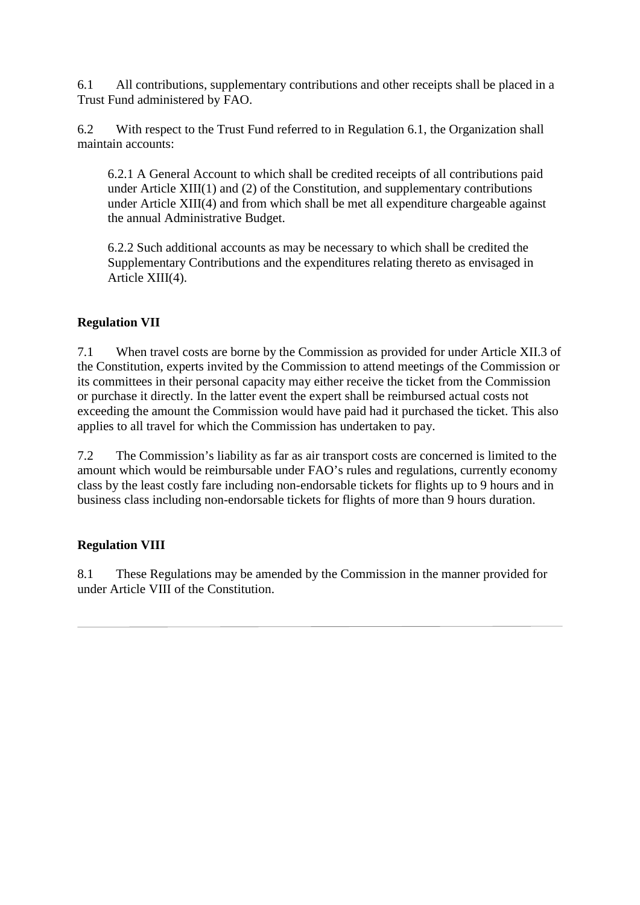6.1 All contributions, supplementary contributions and other receipts shall be placed in a Trust Fund administered by FAO.

6.2 With respect to the Trust Fund referred to in Regulation 6.1, the Organization shall maintain accounts:

> 6.2.1 A General Account to which shall be credited receipts of all contributions paid under Article XIII(1) and (2) of the Constitution, and supplementary contributions under Article XIII(4) and from which shall be met all expenditure chargeable against the annual Administrative Budget.
>
> 6.2.2 Such additional accounts as may be necessary to which shall be credited the Supplementary Contributions and the expenditures relating thereto as envisaged in Article XIII(4).

**Regulation VII**

7.1 When travel costs are borne by the Commission as provided for under Article XII.3 of the Constitution, experts invited by the Commission to attend meetings of the Commission or its committees in their personal capacity may either receive the ticket from the Commission or purchase it directly. In the latter event the expert shall be reimbursed actual costs not exceeding the amount the Commission would have paid had it purchased the ticket. This also applies to all travel for which the Commission has undertaken to pay.

7.2 The Commission's liability as far as air transport costs are concerned is limited to the amount which would be reimbursable under FAO's rules and regulations, currently economy class by the least costly fare including non-endorsable tickets for flights up to 9 hours and in business class including non-endorsable tickets for flights of more than 9 hours duration.

**Regulation VIII**

8.1 These Regulations may be amended by the Commission in the manner provided for under Article VIII of the Constitution.

---